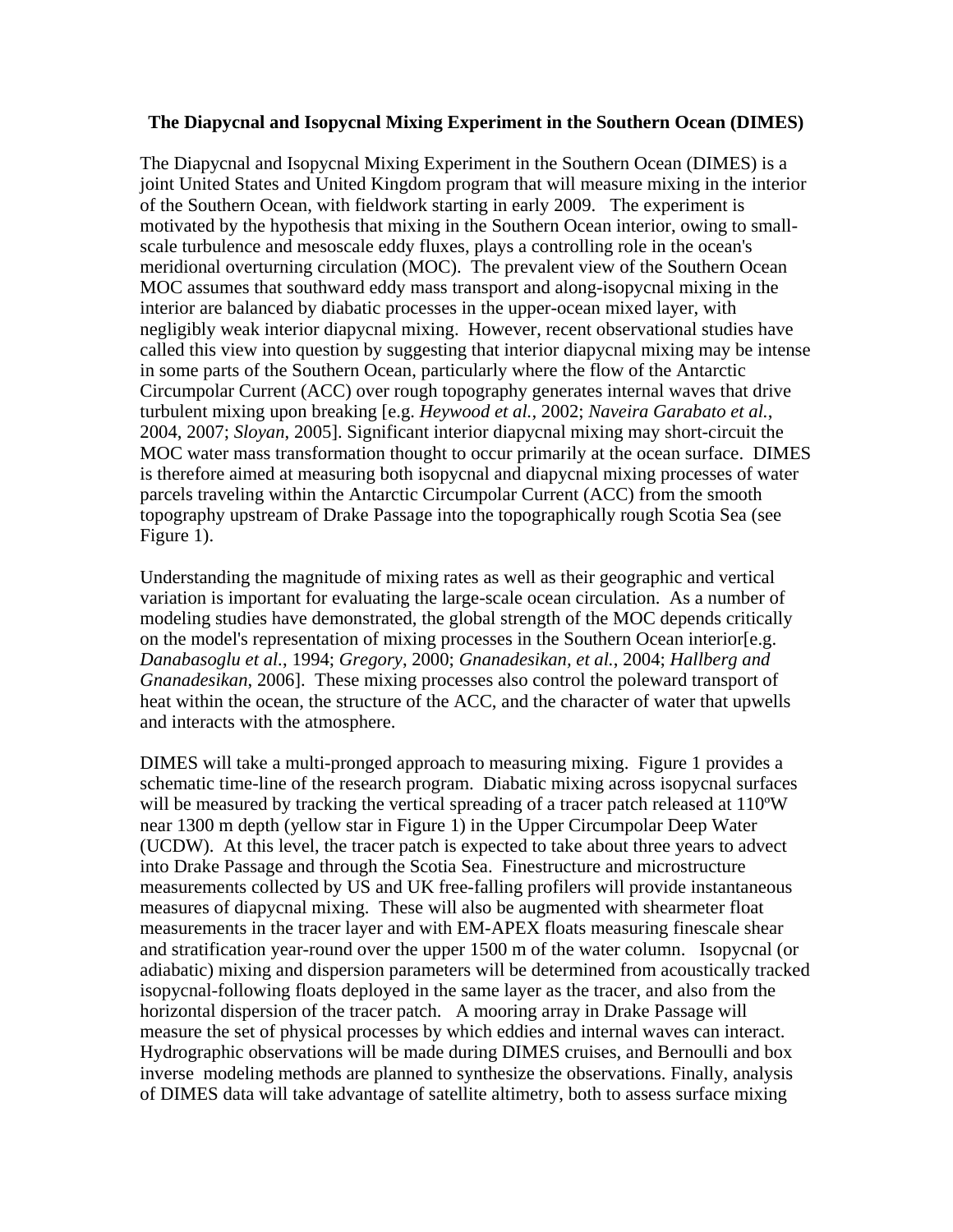**The Diapycnal and Isopycnal Mixing Experiment in the Southern Ocean (DIMES)**

The Diapycnal and Isopycnal Mixing Experiment in the Southern Ocean (DIMES) is a joint United States and United Kingdom program that will measure mixing in the interior of the Southern Ocean, with fieldwork starting in early 2009. The experiment is motivated by the hypothesis that mixing in the Southern Ocean interior, owing to small-scale turbulence and mesoscale eddy fluxes, plays a controlling role in the ocean's meridional overturning circulation (MOC). The prevalent view of the Southern Ocean MOC assumes that southward eddy mass transport and along-isopycnal mixing in the interior are balanced by diabatic processes in the upper-ocean mixed layer, with negligibly weak interior diapycnal mixing. However, recent observational studies have called this view into question by suggesting that interior diapycnal mixing may be intense in some parts of the Southern Ocean, particularly where the flow of the Antarctic Circumpolar Current (ACC) over rough topography generates internal waves that drive turbulent mixing upon breaking [e.g. *Heywood et al.*, 2002; *Naveira Garabato et al.*, 2004, 2007; *Sloyan*, 2005]. Significant interior diapycnal mixing may short-circuit the MOC water mass transformation thought to occur primarily at the ocean surface. DIMES is therefore aimed at measuring both isopycnal and diapycnal mixing processes of water parcels traveling within the Antarctic Circumpolar Current (ACC) from the smooth topography upstream of Drake Passage into the topographically rough Scotia Sea (see Figure 1).

Understanding the magnitude of mixing rates as well as their geographic and vertical variation is important for evaluating the large-scale ocean circulation. As a number of modeling studies have demonstrated, the global strength of the MOC depends critically on the model's representation of mixing processes in the Southern Ocean interior[e.g. *Danabasoglu et al.*, 1994; *Gregory*, 2000; *Gnanadesikan, et al.*, 2004; *Hallberg and Gnanadesikan*, 2006]. These mixing processes also control the poleward transport of heat within the ocean, the structure of the ACC, and the character of water that upwells and interacts with the atmosphere.

DIMES will take a multi-pronged approach to measuring mixing. Figure 1 provides a schematic time-line of the research program. Diabatic mixing across isopycnal surfaces will be measured by tracking the vertical spreading of a tracer patch released at 110ºW near 1300 m depth (yellow star in Figure 1) in the Upper Circumpolar Deep Water (UCDW). At this level, the tracer patch is expected to take about three years to advect into Drake Passage and through the Scotia Sea. Finestructure and microstructure measurements collected by US and UK free-falling profilers will provide instantaneous measures of diapycnal mixing. These will also be augmented with shearmeter float measurements in the tracer layer and with EM-APEX floats measuring finescale shear and stratification year-round over the upper 1500 m of the water column. Isopycnal (or adiabatic) mixing and dispersion parameters will be determined from acoustically tracked isopycnal-following floats deployed in the same layer as the tracer, and also from the horizontal dispersion of the tracer patch. A mooring array in Drake Passage will measure the set of physical processes by which eddies and internal waves can interact. Hydrographic observations will be made during DIMES cruises, and Bernoulli and box inverse modeling methods are planned to synthesize the observations. Finally, analysis of DIMES data will take advantage of satellite altimetry, both to assess surface mixing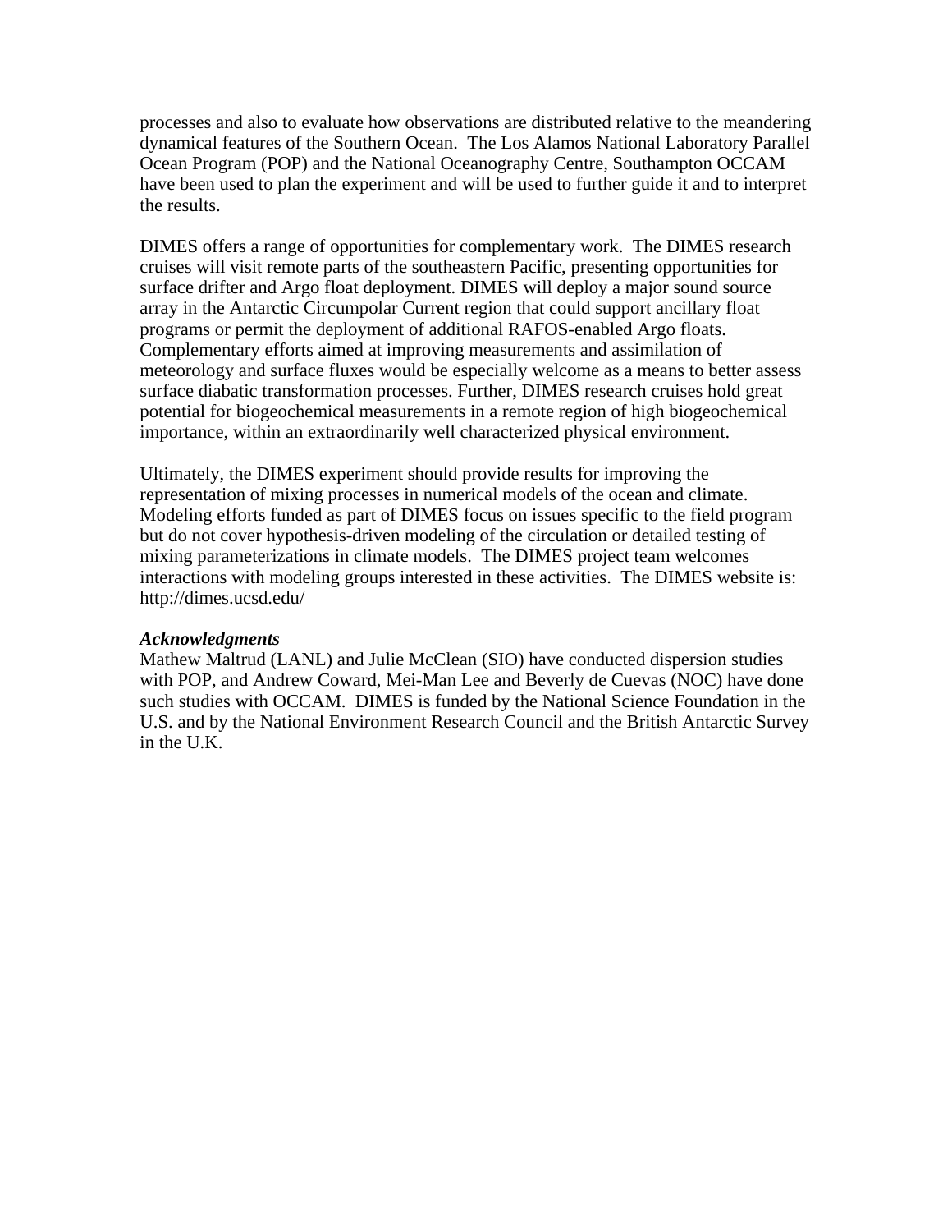processes and also to evaluate how observations are distributed relative to the meandering dynamical features of the Southern Ocean. The Los Alamos National Laboratory Parallel Ocean Program (POP) and the National Oceanography Centre, Southampton OCCAM have been used to plan the experiment and will be used to further guide it and to interpret the results.

DIMES offers a range of opportunities for complementary work. The DIMES research cruises will visit remote parts of the southeastern Pacific, presenting opportunities for surface drifter and Argo float deployment. DIMES will deploy a major sound source array in the Antarctic Circumpolar Current region that could support ancillary float programs or permit the deployment of additional RAFOS-enabled Argo floats. Complementary efforts aimed at improving measurements and assimilation of meteorology and surface fluxes would be especially welcome as a means to better assess surface diabatic transformation processes. Further, DIMES research cruises hold great potential for biogeochemical measurements in a remote region of high biogeochemical importance, within an extraordinarily well characterized physical environment.

Ultimately, the DIMES experiment should provide results for improving the representation of mixing processes in numerical models of the ocean and climate. Modeling efforts funded as part of DIMES focus on issues specific to the field program but do not cover hypothesis-driven modeling of the circulation or detailed testing of mixing parameterizations in climate models. The DIMES project team welcomes interactions with modeling groups interested in these activities. The DIMES website is: http://dimes.ucsd.edu/

***Acknowledgments***

Mathew Maltrud (LANL) and Julie McClean (SIO) have conducted dispersion studies with POP, and Andrew Coward, Mei-Man Lee and Beverly de Cuevas (NOC) have done such studies with OCCAM. DIMES is funded by the National Science Foundation in the U.S. and by the National Environment Research Council and the British Antarctic Survey in the U.K.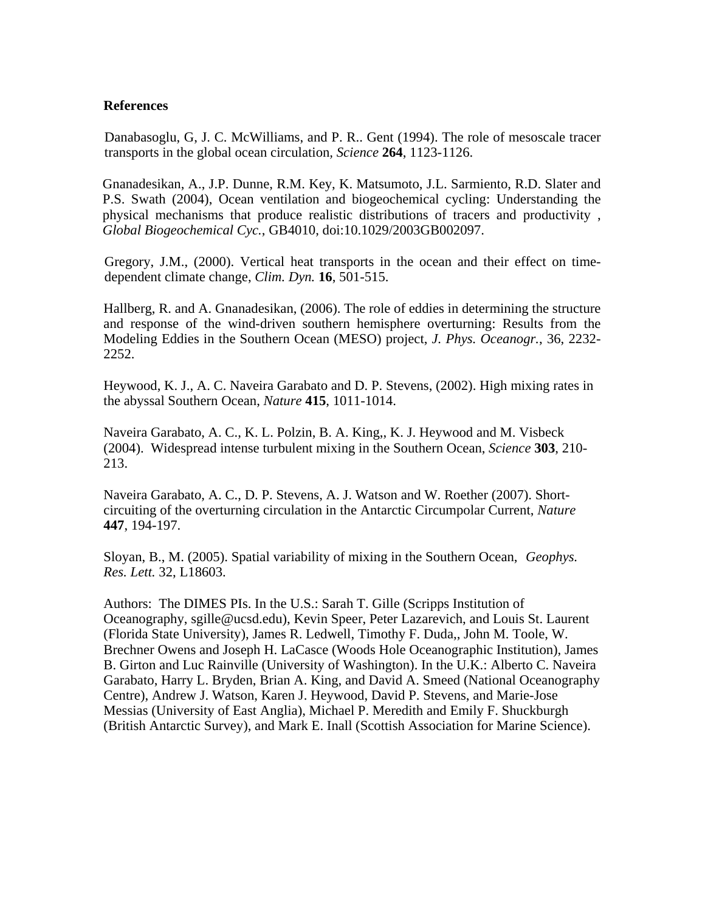## References

Danabasoglu, G, J. C. McWilliams, and P. R.. Gent (1994). The role of mesoscale tracer transports in the global ocean circulation, *Science* **264**, 1123-1126.

Gnanadesikan, A., J.P. Dunne, R.M. Key, K. Matsumoto, J.L. Sarmiento, R.D. Slater and P.S. Swath (2004), Ocean ventilation and biogeochemical cycling: Understanding the physical mechanisms that produce realistic distributions of tracers and productivity , *Global Biogeochemical Cyc.*, GB4010, doi:10.1029/2003GB002097.

Gregory, J.M., (2000). Vertical heat transports in the ocean and their effect on time-dependent climate change, *Clim. Dyn.* **16**, 501-515.

Hallberg, R. and A. Gnanadesikan, (2006). The role of eddies in determining the structure and response of the wind-driven southern hemisphere overturning: Results from the Modeling Eddies in the Southern Ocean (MESO) project, *J. Phys. Oceanogr.*, 36, 2232-2252.

Heywood, K. J., A. C. Naveira Garabato and D. P. Stevens, (2002). High mixing rates in the abyssal Southern Ocean, *Nature* **415**, 1011-1014.

Naveira Garabato, A. C., K. L. Polzin, B. A. King,, K. J. Heywood and M. Visbeck (2004). Widespread intense turbulent mixing in the Southern Ocean, *Science* **303**, 210-213.

Naveira Garabato, A. C., D. P. Stevens, A. J. Watson and W. Roether (2007). Short-circuiting of the overturning circulation in the Antarctic Circumpolar Current, *Nature* **447**, 194-197.

Sloyan, B., M. (2005). Spatial variability of mixing in the Southern Ocean, *Geophys. Res. Lett.* 32, L18603.

Authors: The DIMES PIs. In the U.S.: Sarah T. Gille (Scripps Institution of Oceanography, sgille@ucsd.edu), Kevin Speer, Peter Lazarevich, and Louis St. Laurent (Florida State University), James R. Ledwell, Timothy F. Duda,, John M. Toole, W. Brechner Owens and Joseph H. LaCasce (Woods Hole Oceanographic Institution), James B. Girton and Luc Rainville (University of Washington). In the U.K.: Alberto C. Naveira Garabato, Harry L. Bryden, Brian A. King, and David A. Smeed (National Oceanography Centre), Andrew J. Watson, Karen J. Heywood, David P. Stevens, and Marie-Jose Messias (University of East Anglia), Michael P. Meredith and Emily F. Shuckburgh (British Antarctic Survey), and Mark E. Inall (Scottish Association for Marine Science).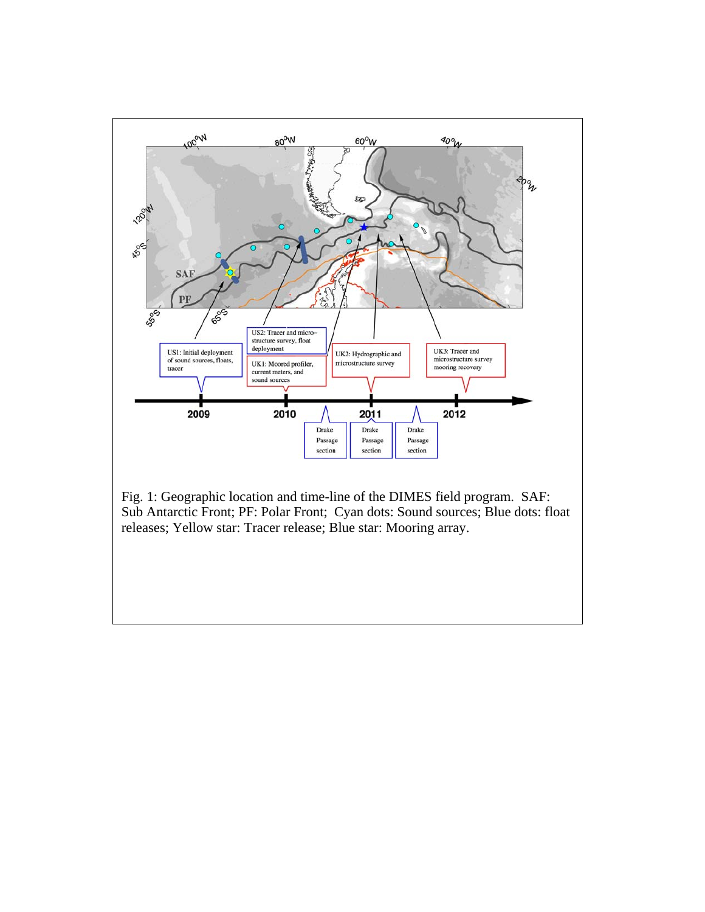100°W

80°W

60°W

40°W

20°W

120°W

45°S

55°S

65°S

SAF

PF

US1: Initial deployment of sound sources, floats, tracer

US2: Tracer and micro-structure survey, float deployment

UK1: Moored profiler, current meters, and sound sources

UK2: Hydrographic and microstructure survey

UK3: Tracer and microstructure survey mooring recovery

2009

2010

2011

2012

Drake Passage section

Drake Passage section

Drake Passage section

Fig. 1: Geographic location and time-line of the DIMES field program. SAF: Sub Antarctic Front; PF: Polar Front; Cyan dots: Sound sources; Blue dots: float releases; Yellow star: Tracer release; Blue star: Mooring array.